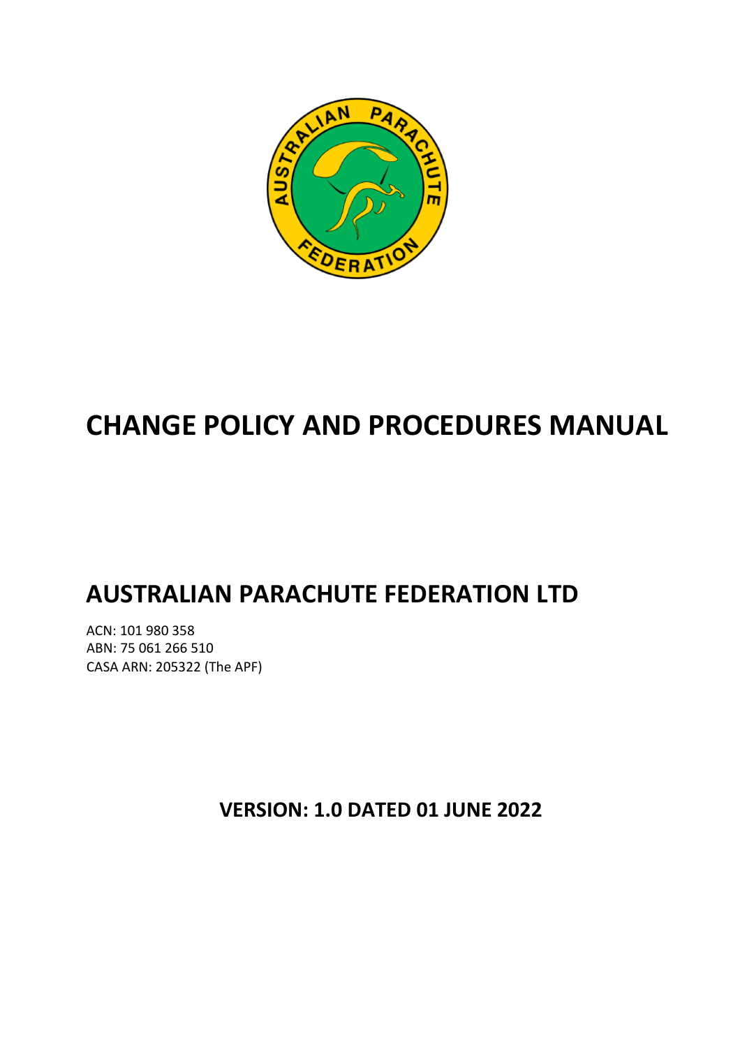# CHANGE POLICY AND PROCEDURES MANUAL

## AUSTRALIAN PARACHUTE FEDERATION LTD

ACN: 101 980 358
ABN: 75 061 266 510
CASA ARN: 205322 (The APF)

**VERSION: 1.0 DATED 01 JUNE 2022**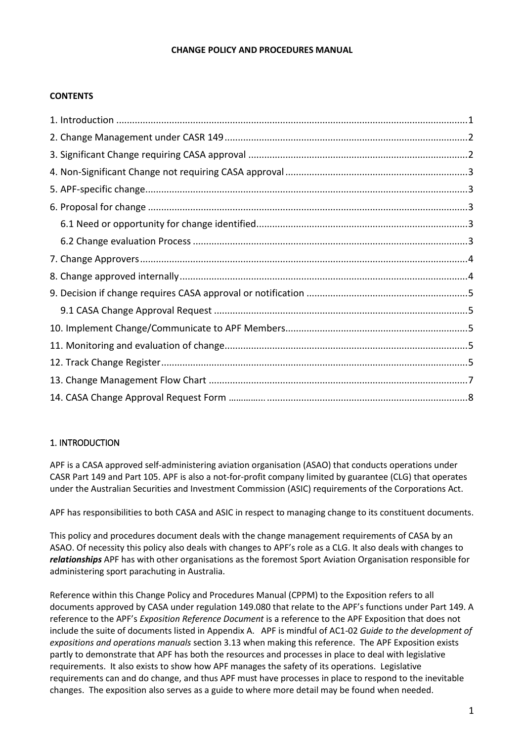**CHANGE POLICY AND PROCEDURES MANUAL**

**CONTENTS**

1. Introduction ....................................................................................................................................1
2. Change Management under CASR 149 ...........................................................................................2
3. Significant Change requiring CASA approval ..................................................................................2
4. Non-Significant Change not requiring CASA approval ....................................................................3
5. APF-specific change.........................................................................................................................3
6. Proposal for change ........................................................................................................................3
   6.1 Need or opportunity for change identified...............................................................................3
   6.2 Change evaluation Process .......................................................................................................3
7. Change Approvers...........................................................................................................................4
8. Change approved internally............................................................................................................4
9. Decision if change requires CASA approval or notification ............................................................5
   9.1 CASA Change Approval Request ...............................................................................................5
10. Implement Change/Communicate to APF Members.....................................................................5
11. Monitoring and evaluation of change...........................................................................................5
12. Track Change Register...................................................................................................................5
13. Change Management Flow Chart .................................................................................................7
14. CASA Change Approval Request Form ………….............................................................................8

## 1. INTRODUCTION

APF is a CASA approved self-administering aviation organisation (ASAO) that conducts operations under CASR Part 149 and Part 105. APF is also a not-for-profit company limited by guarantee (CLG) that operates under the Australian Securities and Investment Commission (ASIC) requirements of the Corporations Act.

APF has responsibilities to both CASA and ASIC in respect to managing change to its constituent documents.

This policy and procedures document deals with the change management requirements of CASA by an ASAO. Of necessity this policy also deals with changes to APF's role as a CLG. It also deals with changes to ***relationships*** APF has with other organisations as the foremost Sport Aviation Organisation responsible for administering sport parachuting in Australia.

Reference within this Change Policy and Procedures Manual (CPPM) to the Exposition refers to all documents approved by CASA under regulation 149.080 that relate to the APF's functions under Part 149. A reference to the APF's *Exposition Reference Document* is a reference to the APF Exposition that does not include the suite of documents listed in Appendix A. APF is mindful of AC1-02 *Guide to the development of expositions and operations manuals* section 3.13 when making this reference. The APF Exposition exists partly to demonstrate that APF has both the resources and processes in place to deal with legislative requirements. It also exists to show how APF manages the safety of its operations. Legislative requirements can and do change, and thus APF must have processes in place to respond to the inevitable changes. The exposition also serves as a guide to where more detail may be found when needed.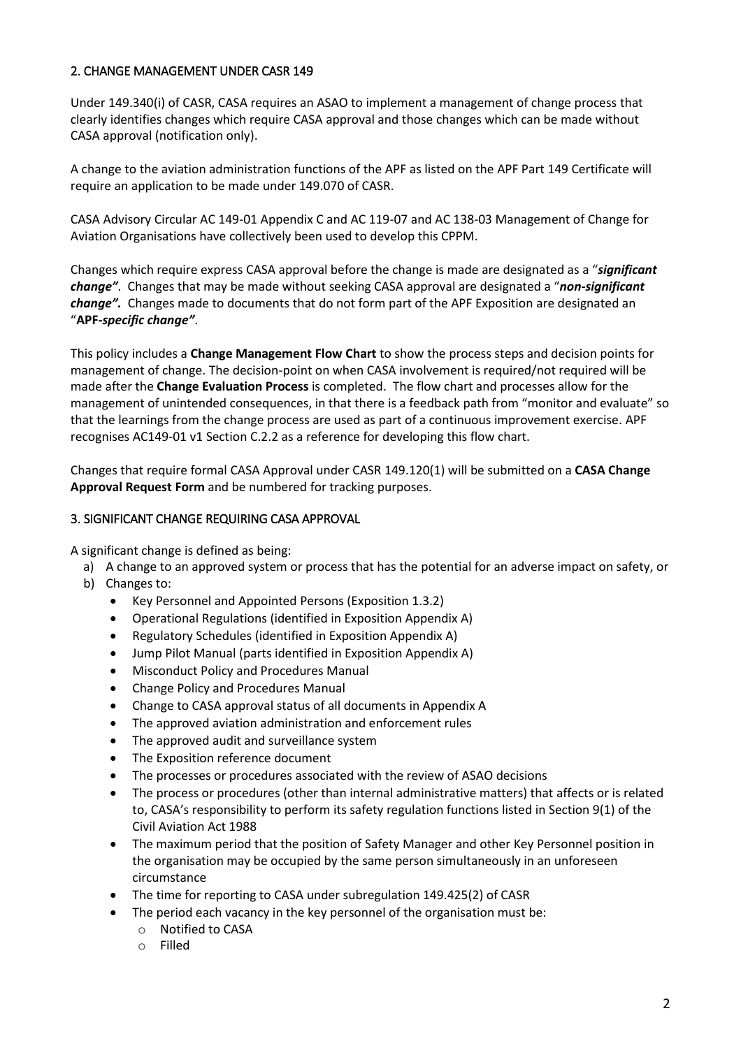## 2. CHANGE MANAGEMENT UNDER CASR 149

Under 149.340(i) of CASR, CASA requires an ASAO to implement a management of change process that clearly identifies changes which require CASA approval and those changes which can be made without CASA approval (notification only).

A change to the aviation administration functions of the APF as listed on the APF Part 149 Certificate will require an application to be made under 149.070 of CASR.

CASA Advisory Circular AC 149-01 Appendix C and AC 119-07 and AC 138-03 Management of Change for Aviation Organisations have collectively been used to develop this CPPM.

Changes which require express CASA approval before the change is made are designated as a "***significant change"***. Changes that may be made without seeking CASA approval are designated a "***non-significant change".*** Changes made to documents that do not form part of the APF Exposition are designated an "**APF-*specific change"***.

This policy includes a **Change Management Flow Chart** to show the process steps and decision points for management of change. The decision-point on when CASA involvement is required/not required will be made after the **Change Evaluation Process** is completed. The flow chart and processes allow for the management of unintended consequences, in that there is a feedback path from "monitor and evaluate" so that the learnings from the change process are used as part of a continuous improvement exercise. APF recognises AC149-01 v1 Section C.2.2 as a reference for developing this flow chart.

Changes that require formal CASA Approval under CASR 149.120(1) will be submitted on a **CASA Change Approval Request Form** and be numbered for tracking purposes.

## 3. SIGNIFICANT CHANGE REQUIRING CASA APPROVAL

A significant change is defined as being:

a) A change to an approved system or process that has the potential for an adverse impact on safety, or
b) Changes to:
   - Key Personnel and Appointed Persons (Exposition 1.3.2)
   - Operational Regulations (identified in Exposition Appendix A)
   - Regulatory Schedules (identified in Exposition Appendix A)
   - Jump Pilot Manual (parts identified in Exposition Appendix A)
   - Misconduct Policy and Procedures Manual
   - Change Policy and Procedures Manual
   - Change to CASA approval status of all documents in Appendix A
   - The approved aviation administration and enforcement rules
   - The approved audit and surveillance system
   - The Exposition reference document
   - The processes or procedures associated with the review of ASAO decisions
   - The process or procedures (other than internal administrative matters) that affects or is related to, CASA's responsibility to perform its safety regulation functions listed in Section 9(1) of the Civil Aviation Act 1988
   - The maximum period that the position of Safety Manager and other Key Personnel position in the organisation may be occupied by the same person simultaneously in an unforeseen circumstance
   - The time for reporting to CASA under subregulation 149.425(2) of CASR
   - The period each vacancy in the key personnel of the organisation must be:
     - Notified to CASA
     - Filled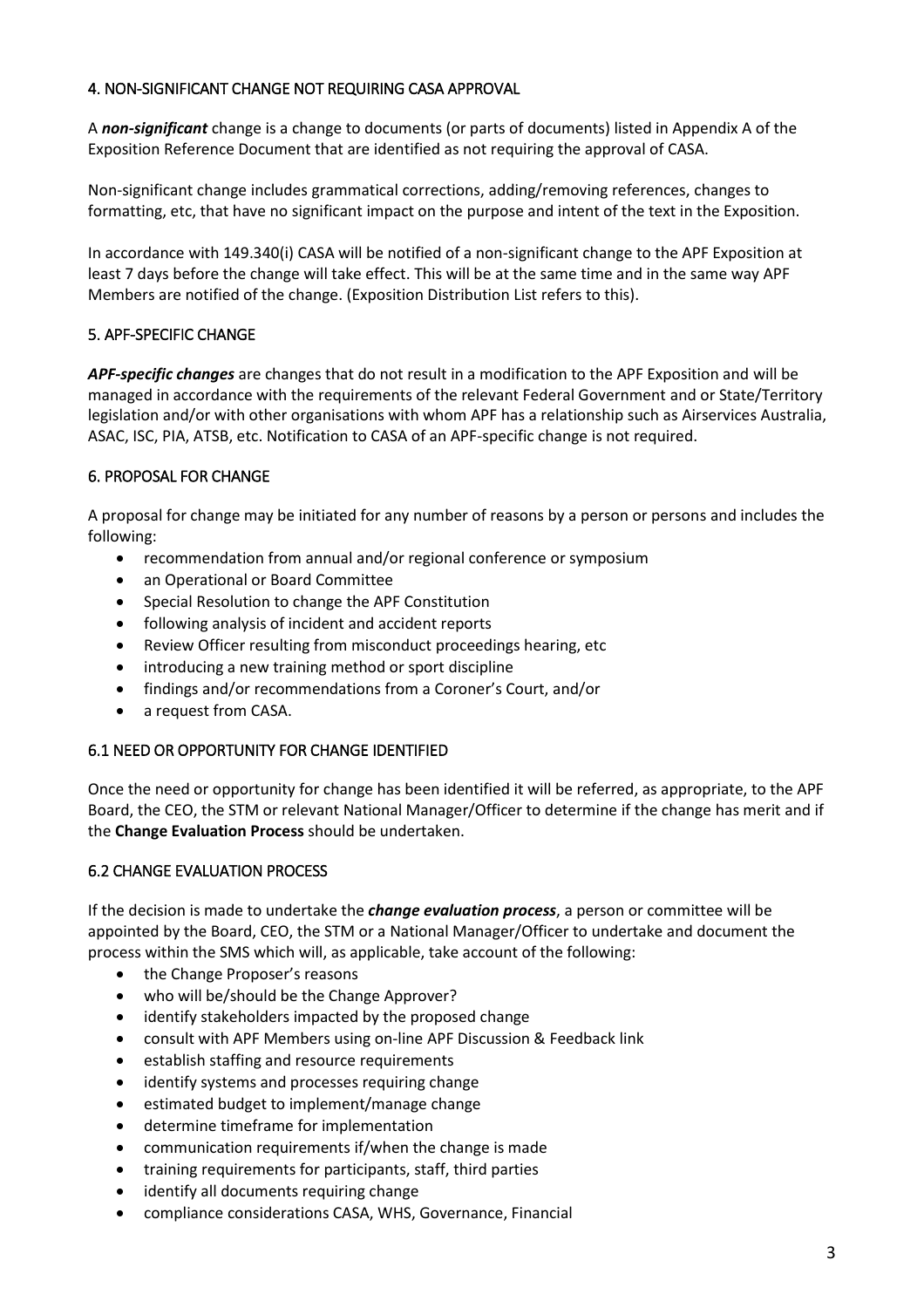## 4. NON-SIGNIFICANT CHANGE NOT REQUIRING CASA APPROVAL

A ***non-significant*** change is a change to documents (or parts of documents) listed in Appendix A of the Exposition Reference Document that are identified as not requiring the approval of CASA.

Non-significant change includes grammatical corrections, adding/removing references, changes to formatting, etc, that have no significant impact on the purpose and intent of the text in the Exposition.

In accordance with 149.340(i) CASA will be notified of a non-significant change to the APF Exposition at least 7 days before the change will take effect. This will be at the same time and in the same way APF Members are notified of the change. (Exposition Distribution List refers to this).

## 5. APF-SPECIFIC CHANGE

***APF-specific changes*** are changes that do not result in a modification to the APF Exposition and will be managed in accordance with the requirements of the relevant Federal Government and or State/Territory legislation and/or with other organisations with whom APF has a relationship such as Airservices Australia, ASAC, ISC, PIA, ATSB, etc. Notification to CASA of an APF-specific change is not required.

## 6. PROPOSAL FOR CHANGE

A proposal for change may be initiated for any number of reasons by a person or persons and includes the following:

- recommendation from annual and/or regional conference or symposium
- an Operational or Board Committee
- Special Resolution to change the APF Constitution
- following analysis of incident and accident reports
- Review Officer resulting from misconduct proceedings hearing, etc
- introducing a new training method or sport discipline
- findings and/or recommendations from a Coroner's Court, and/or
- a request from CASA.

### 6.1 NEED OR OPPORTUNITY FOR CHANGE IDENTIFIED

Once the need or opportunity for change has been identified it will be referred, as appropriate, to the APF Board, the CEO, the STM or relevant National Manager/Officer to determine if the change has merit and if the **Change Evaluation Process** should be undertaken.

### 6.2 CHANGE EVALUATION PROCESS

If the decision is made to undertake the ***change evaluation process***, a person or committee will be appointed by the Board, CEO, the STM or a National Manager/Officer to undertake and document the process within the SMS which will, as applicable, take account of the following:

- the Change Proposer's reasons
- who will be/should be the Change Approver?
- identify stakeholders impacted by the proposed change
- consult with APF Members using on-line APF Discussion & Feedback link
- establish staffing and resource requirements
- identify systems and processes requiring change
- estimated budget to implement/manage change
- determine timeframe for implementation
- communication requirements if/when the change is made
- training requirements for participants, staff, third parties
- identify all documents requiring change
- compliance considerations CASA, WHS, Governance, Financial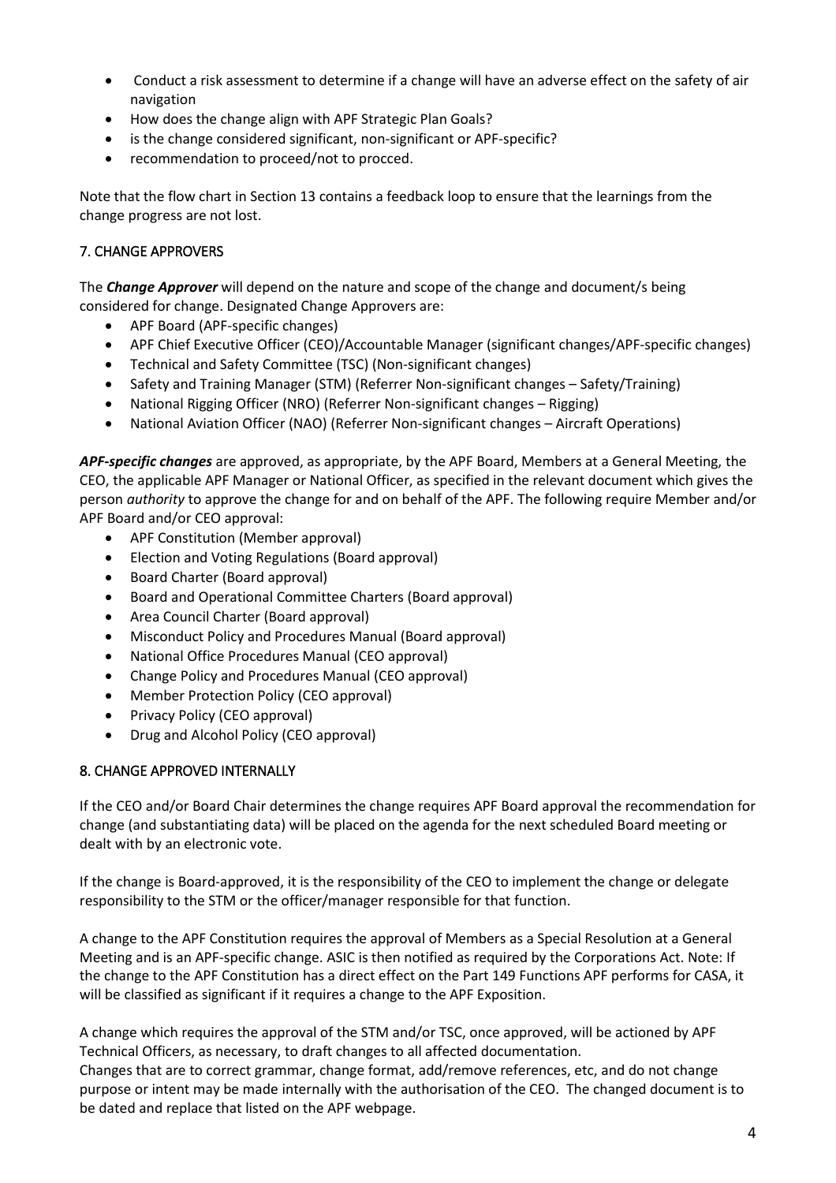- Conduct a risk assessment to determine if a change will have an adverse effect on the safety of air navigation
- How does the change align with APF Strategic Plan Goals?
- is the change considered significant, non-significant or APF-specific?
- recommendation to proceed/not to procced.

Note that the flow chart in Section 13 contains a feedback loop to ensure that the learnings from the change progress are not lost.

## 7. CHANGE APPROVERS

The ***Change Approver*** will depend on the nature and scope of the change and document/s being considered for change. Designated Change Approvers are:

- APF Board (APF-specific changes)
- APF Chief Executive Officer (CEO)/Accountable Manager (significant changes/APF-specific changes)
- Technical and Safety Committee (TSC) (Non-significant changes)
- Safety and Training Manager (STM) (Referrer Non-significant changes – Safety/Training)
- National Rigging Officer (NRO) (Referrer Non-significant changes – Rigging)
- National Aviation Officer (NAO) (Referrer Non-significant changes – Aircraft Operations)

***APF-specific changes*** are approved, as appropriate, by the APF Board, Members at a General Meeting, the CEO, the applicable APF Manager or National Officer, as specified in the relevant document which gives the person *authority* to approve the change for and on behalf of the APF. The following require Member and/or APF Board and/or CEO approval:

- APF Constitution (Member approval)
- Election and Voting Regulations (Board approval)
- Board Charter (Board approval)
- Board and Operational Committee Charters (Board approval)
- Area Council Charter (Board approval)
- Misconduct Policy and Procedures Manual (Board approval)
- National Office Procedures Manual (CEO approval)
- Change Policy and Procedures Manual (CEO approval)
- Member Protection Policy (CEO approval)
- Privacy Policy (CEO approval)
- Drug and Alcohol Policy (CEO approval)

## 8. CHANGE APPROVED INTERNALLY

If the CEO and/or Board Chair determines the change requires APF Board approval the recommendation for change (and substantiating data) will be placed on the agenda for the next scheduled Board meeting or dealt with by an electronic vote.

If the change is Board-approved, it is the responsibility of the CEO to implement the change or delegate responsibility to the STM or the officer/manager responsible for that function.

A change to the APF Constitution requires the approval of Members as a Special Resolution at a General Meeting and is an APF-specific change. ASIC is then notified as required by the Corporations Act. Note: If the change to the APF Constitution has a direct effect on the Part 149 Functions APF performs for CASA, it will be classified as significant if it requires a change to the APF Exposition.

A change which requires the approval of the STM and/or TSC, once approved, will be actioned by APF Technical Officers, as necessary, to draft changes to all affected documentation.
Changes that are to correct grammar, change format, add/remove references, etc, and do not change purpose or intent may be made internally with the authorisation of the CEO. The changed document is to be dated and replace that listed on the APF webpage.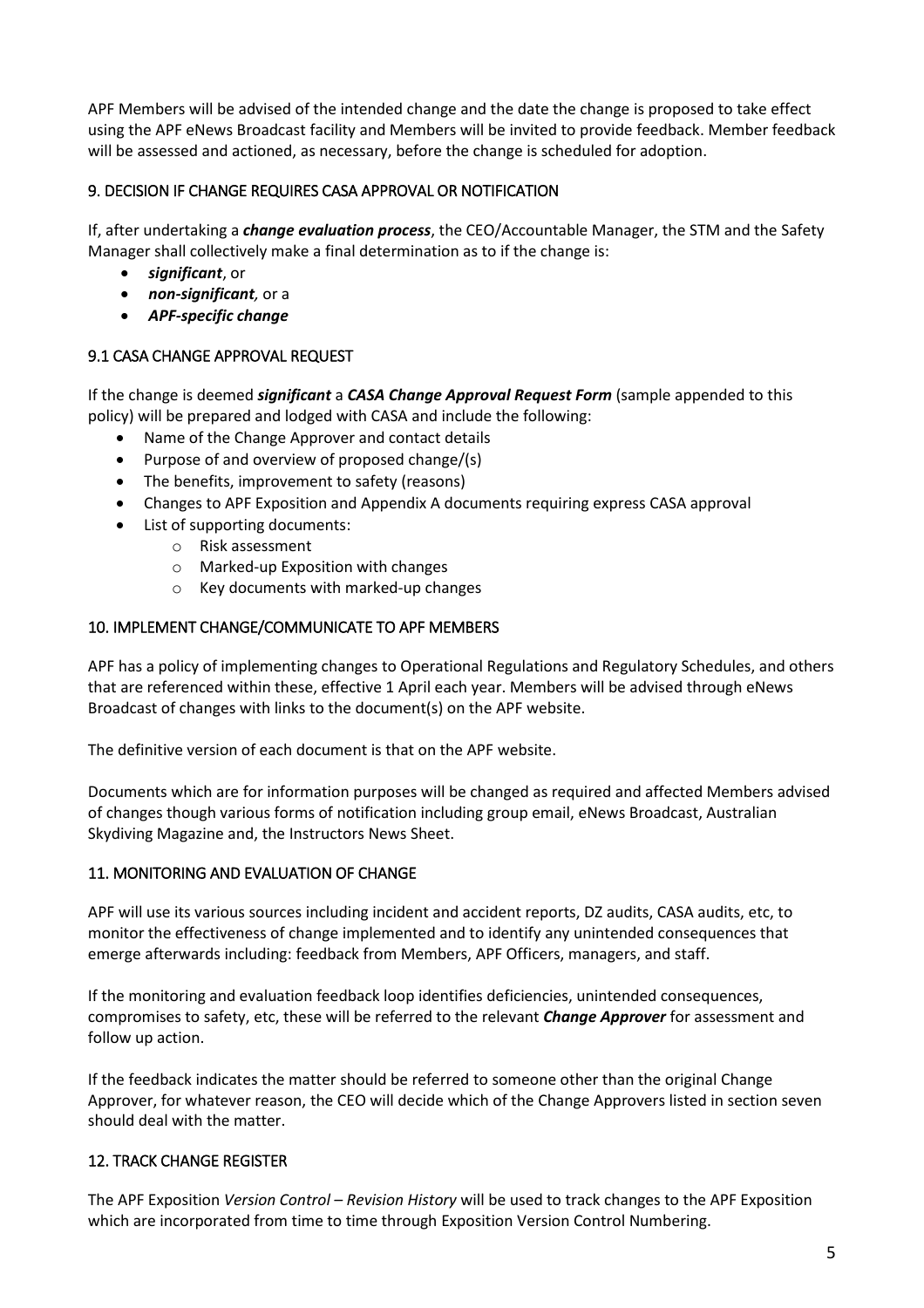APF Members will be advised of the intended change and the date the change is proposed to take effect using the APF eNews Broadcast facility and Members will be invited to provide feedback. Member feedback will be assessed and actioned, as necessary, before the change is scheduled for adoption.

## 9. DECISION IF CHANGE REQUIRES CASA APPROVAL OR NOTIFICATION

If, after undertaking a ***change evaluation process***, the CEO/Accountable Manager, the STM and the Safety Manager shall collectively make a final determination as to if the change is:

- ***significant***, or
- ***non-significant,*** or a
- ***APF-specific change***

## 9.1 CASA CHANGE APPROVAL REQUEST

If the change is deemed ***significant*** a ***CASA Change Approval Request Form*** (sample appended to this policy) will be prepared and lodged with CASA and include the following:

- Name of the Change Approver and contact details
- Purpose of and overview of proposed change/(s)
- The benefits, improvement to safety (reasons)
- Changes to APF Exposition and Appendix A documents requiring express CASA approval
- List of supporting documents:
  - Risk assessment
  - Marked-up Exposition with changes
  - Key documents with marked-up changes

## 10. IMPLEMENT CHANGE/COMMUNICATE TO APF MEMBERS

APF has a policy of implementing changes to Operational Regulations and Regulatory Schedules, and others that are referenced within these, effective 1 April each year. Members will be advised through eNews Broadcast of changes with links to the document(s) on the APF website.

The definitive version of each document is that on the APF website.

Documents which are for information purposes will be changed as required and affected Members advised of changes though various forms of notification including group email, eNews Broadcast, Australian Skydiving Magazine and, the Instructors News Sheet.

## 11. MONITORING AND EVALUATION OF CHANGE

APF will use its various sources including incident and accident reports, DZ audits, CASA audits, etc, to monitor the effectiveness of change implemented and to identify any unintended consequences that emerge afterwards including: feedback from Members, APF Officers, managers, and staff.

If the monitoring and evaluation feedback loop identifies deficiencies, unintended consequences, compromises to safety, etc, these will be referred to the relevant ***Change Approver*** for assessment and follow up action.

If the feedback indicates the matter should be referred to someone other than the original Change Approver, for whatever reason, the CEO will decide which of the Change Approvers listed in section seven should deal with the matter.

## 12. TRACK CHANGE REGISTER

The APF Exposition *Version Control – Revision History* will be used to track changes to the APF Exposition which are incorporated from time to time through Exposition Version Control Numbering.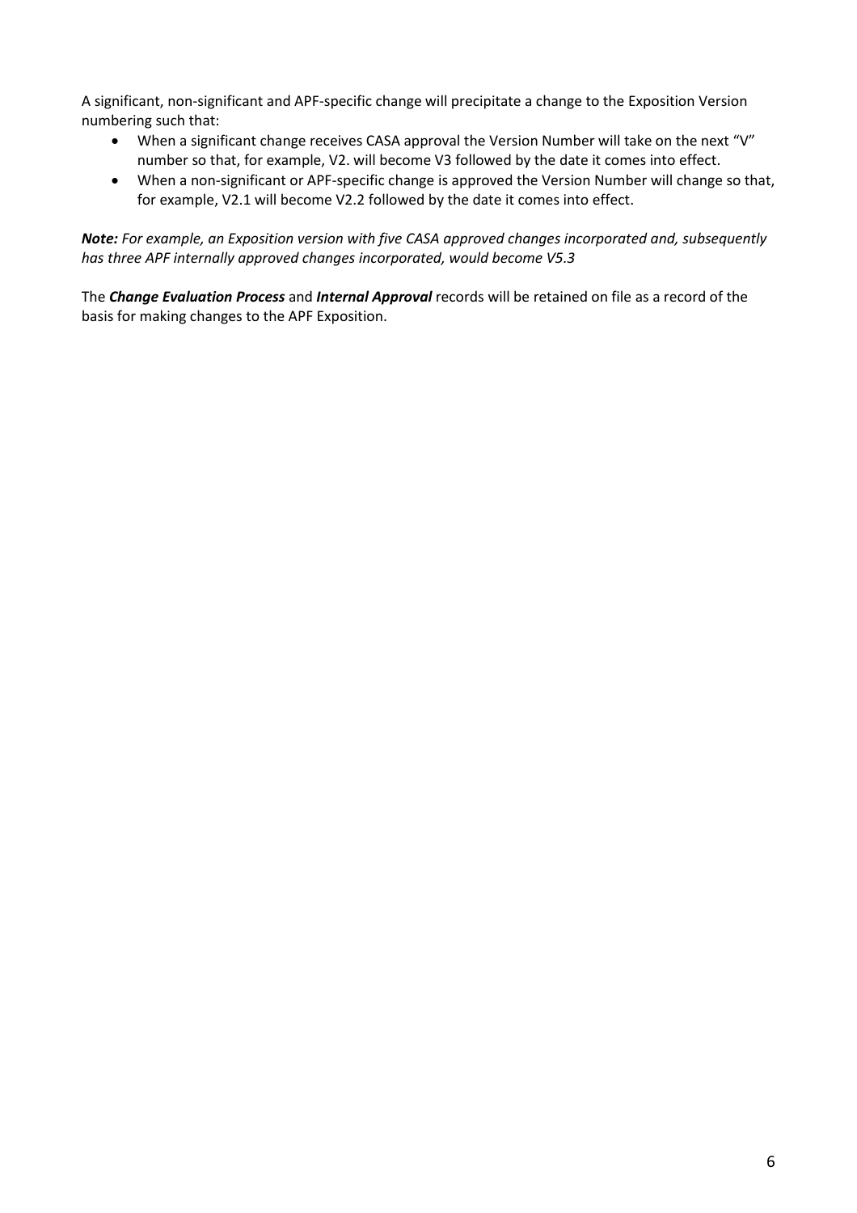A significant, non-significant and APF-specific change will precipitate a change to the Exposition Version numbering such that:

- When a significant change receives CASA approval the Version Number will take on the next "V" number so that, for example, V2. will become V3 followed by the date it comes into effect.
- When a non-significant or APF-specific change is approved the Version Number will change so that, for example, V2.1 will become V2.2 followed by the date it comes into effect.

***Note:*** *For example, an Exposition version with five CASA approved changes incorporated and, subsequently has three APF internally approved changes incorporated, would become V5.3*

The ***Change Evaluation Process*** and ***Internal Approval*** records will be retained on file as a record of the basis for making changes to the APF Exposition.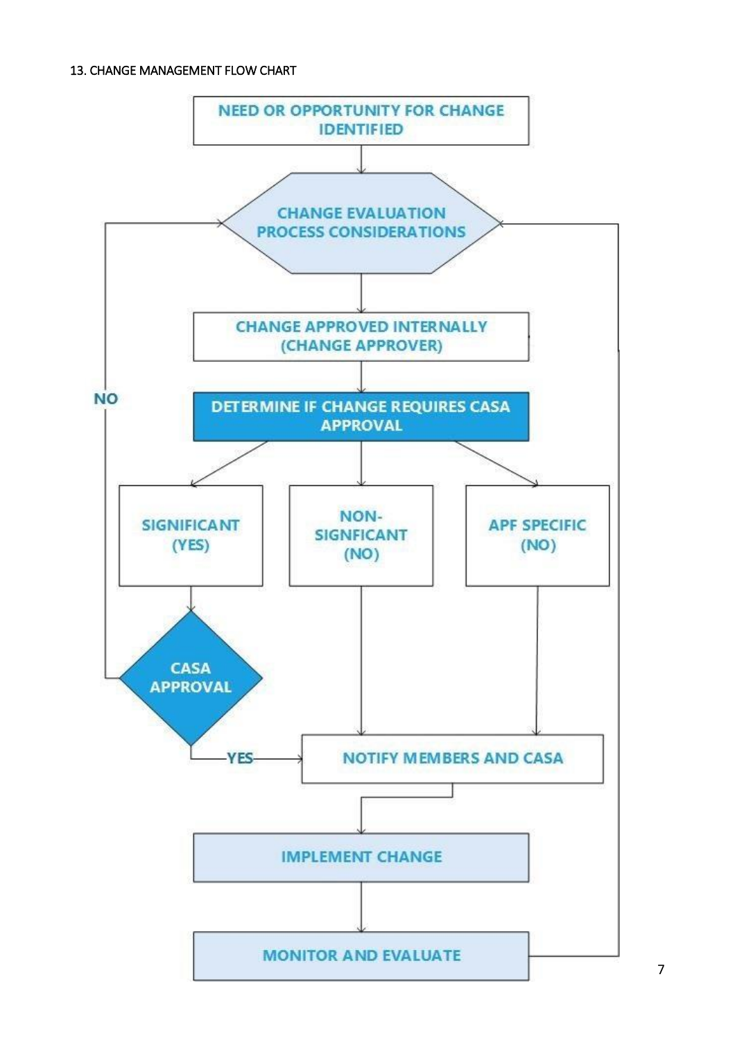13. CHANGE MANAGEMENT FLOW CHART

NEED OR OPPORTUNITY FOR CHANGE IDENTIFIED

CHANGE EVALUATION PROCESS CONSIDERATIONS

CHANGE APPROVED INTERNALLY (CHANGE APPROVER)

DETERMINE IF CHANGE REQUIRES CASA APPROVAL

SIGNIFICANT (YES)

NON-SIGNFICANT (NO)

APF SPECIFIC (NO)

CASA APPROVAL

NO

YES

NOTIFY MEMBERS AND CASA

IMPLEMENT CHANGE

MONITOR AND EVALUATE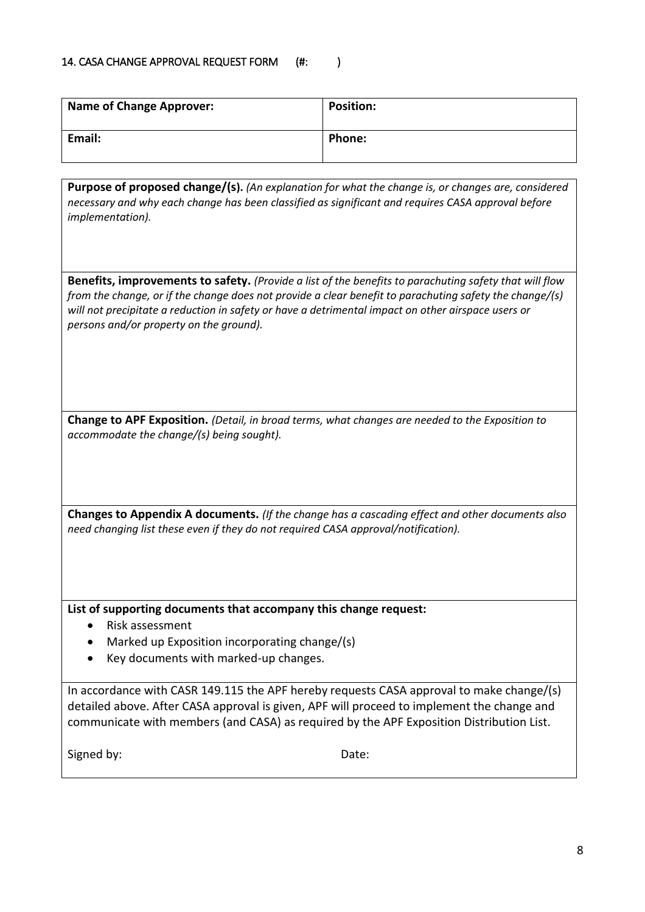## 14. CASA CHANGE APPROVAL REQUEST FORM (#: )

| | |
|---|---|
| **Name of Change Approver:** | **Position:** |
| **Email:** | **Phone:** |

**Purpose of proposed change/(s).** *(An explanation for what the change is, or changes are, considered necessary and why each change has been classified as significant and requires CASA approval before implementation).*

**Benefits, improvements to safety.** *(Provide a list of the benefits to parachuting safety that will flow from the change, or if the change does not provide a clear benefit to parachuting safety the change/(s) will not precipitate a reduction in safety or have a detrimental impact on other airspace users or persons and/or property on the ground).*

**Change to APF Exposition.** *(Detail, in broad terms, what changes are needed to the Exposition to accommodate the change/(s) being sought).*

**Changes to Appendix A documents.** *(If the change has a cascading effect and other documents also need changing list these even if they do not required CASA approval/notification).*

**List of supporting documents that accompany this change request:**

- Risk assessment
- Marked up Exposition incorporating change/(s)
- Key documents with marked-up changes.

In accordance with CASR 149.115 the APF hereby requests CASA approval to make change/(s) detailed above. After CASA approval is given, APF will proceed to implement the change and communicate with members (and CASA) as required by the APF Exposition Distribution List.

Signed by: Date: